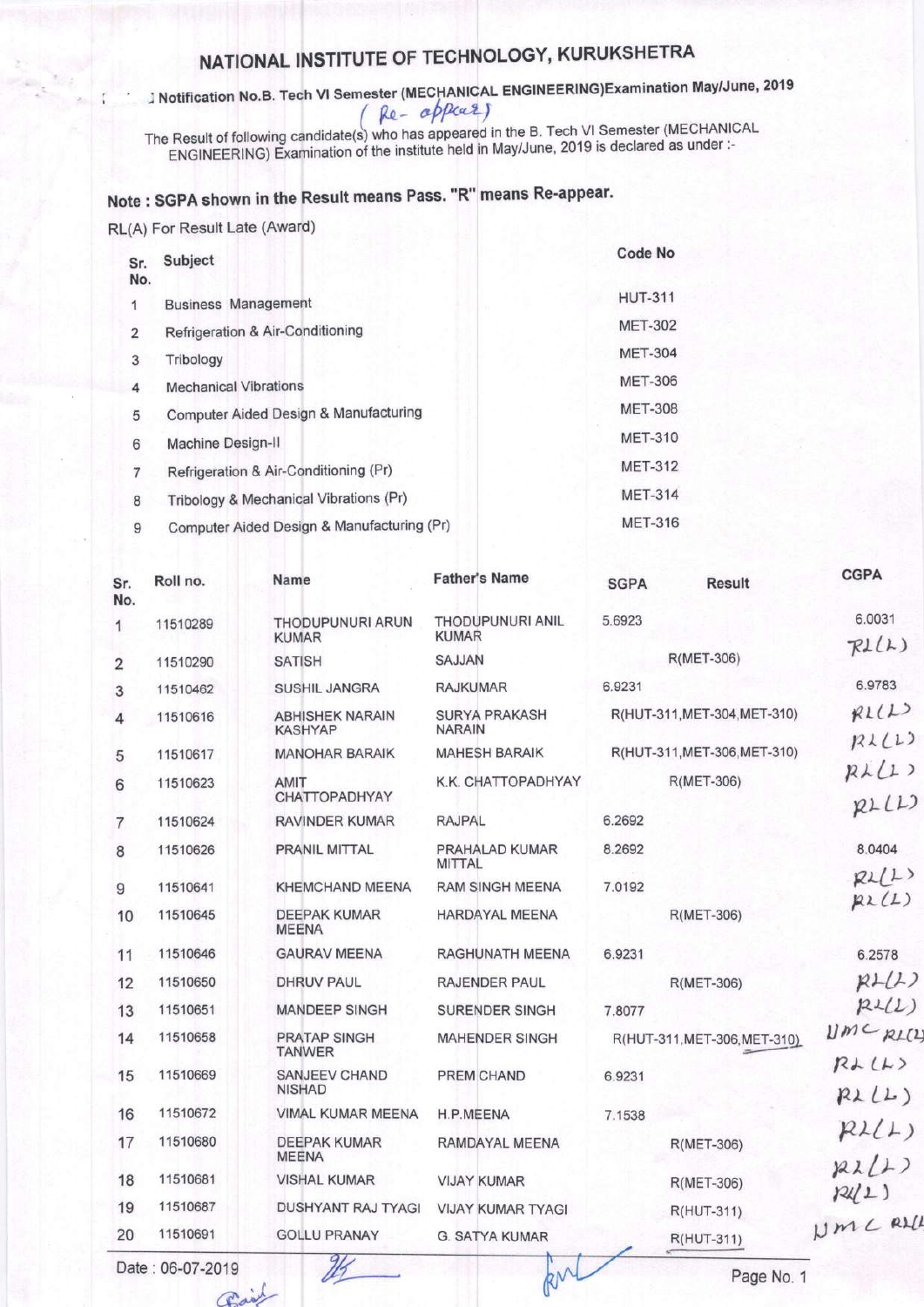# NATIONAL INSTITUTE OF TECHNOLOGY, KURUKSHETRA

Notification No.B. Tech VI Semester (MECHANICAL ENGINEERING)Examination May/June, 2019
(Re-appear)

The Result of following candidate(s) who has appeared in the B. Tech VI Semester (MECHANICAL ENGINEERING) Examination of the institute held in May/June, 2019 is declared as under :-

**Note : SGPA shown in the Result means Pass. "R" means Re-appear.**

RL(A) For Result Late (Award)

| Sr. No. | Subject | Code No |
|---|---|---|
| 1 | Business Management | HUT-311 |
| 2 | Refrigeration & Air-Conditioning | MET-302 |
| 3 | Tribology | MET-304 |
| 4 | Mechanical Vibrations | MET-306 |
| 5 | Computer Aided Design & Manufacturing | MET-308 |
| 6 | Machine Design-II | MET-310 |
| 7 | Refrigeration & Air-Conditioning (Pr) | MET-312 |
| 8 | Tribology & Mechanical Vibrations (Pr) | MET-314 |
| 9 | Computer Aided Design & Manufacturing (Pr) | MET-316 |

| Sr. No. | Roll no. | Name | Father's Name | SGPA | Result | CGPA |
|---|---|---|---|---|---|---|
| 1 | 11510289 | THODUPUNURI ARUN KUMAR | THODUPUNURI ANIL KUMAR | 5.6923 | | 6.0031 |
| 2 | 11510290 | SATISH | SAJJAN | | R(MET-306) | RL(L) |
| 3 | 11510462 | SUSHIL JANGRA | RAJKUMAR | 6.9231 | | 6.9783 |
| 4 | 11510616 | ABHISHEK NARAIN KASHYAP | SURYA PRAKASH NARAIN | | R(HUT-311,MET-304,MET-310) | RL(L) |
| 5 | 11510617 | MANOHAR BARAIK | MAHESH BARAIK | | R(HUT-311,MET-306,MET-310) | RL(L) |
| 6 | 11510623 | AMIT CHATTOPADHYAY | K.K. CHATTOPADHYAY | | R(MET-306) | RL(L) |
| 7 | 11510624 | RAVINDER KUMAR | RAJPAL | 6.2692 | | RL(L) |
| 8 | 11510626 | PRANIL MITTAL | PRAHALAD KUMAR MITTAL | 8.2692 | | 8.0404 |
| 9 | 11510641 | KHEMCHAND MEENA | RAM SINGH MEENA | 7.0192 | | RL(L) |
| 10 | 11510645 | DEEPAK KUMAR MEENA | HARDAYAL MEENA | | R(MET-306) | RL(L) |
| 11 | 11510646 | GAURAV MEENA | RAGHUNATH MEENA | 6.9231 | | 6.2578 |
| 12 | 11510650 | DHRUV PAUL | RAJENDER PAUL | | R(MET-306) | RL(L) |
| 13 | 11510651 | MANDEEP SINGH | SURENDER SINGH | 7.8077 | | RL(L) |
| 14 | 11510658 | PRATAP SINGH TANWER | MAHENDER SINGH | | R(HUT-311,MET-306,MET-310) | UMC RL(L) |
| 15 | 11510669 | SANJEEV CHAND NISHAD | PREM CHAND | 6.9231 | | RL(L) |
| 16 | 11510672 | VIMAL KUMAR MEENA | H.P.MEENA | 7.1538 | | RL(L) |
| 17 | 11510680 | DEEPAK KUMAR MEENA | RAMDAYAL MEENA | | R(MET-306) | RL(L) |
| 18 | 11510681 | VISHAL KUMAR | VIJAY KUMAR | | R(MET-306) | RL(L) |
| 19 | 11510687 | DUSHYANT RAJ TYAGI | VIJAY KUMAR TYAGI | | R(HUT-311) | RL(L) |
| 20 | 11510691 | GOLLU PRANAY | G. SATYA KUMAR | | R(HUT-311) | UMC RL(L) |

Date : 06-07-2019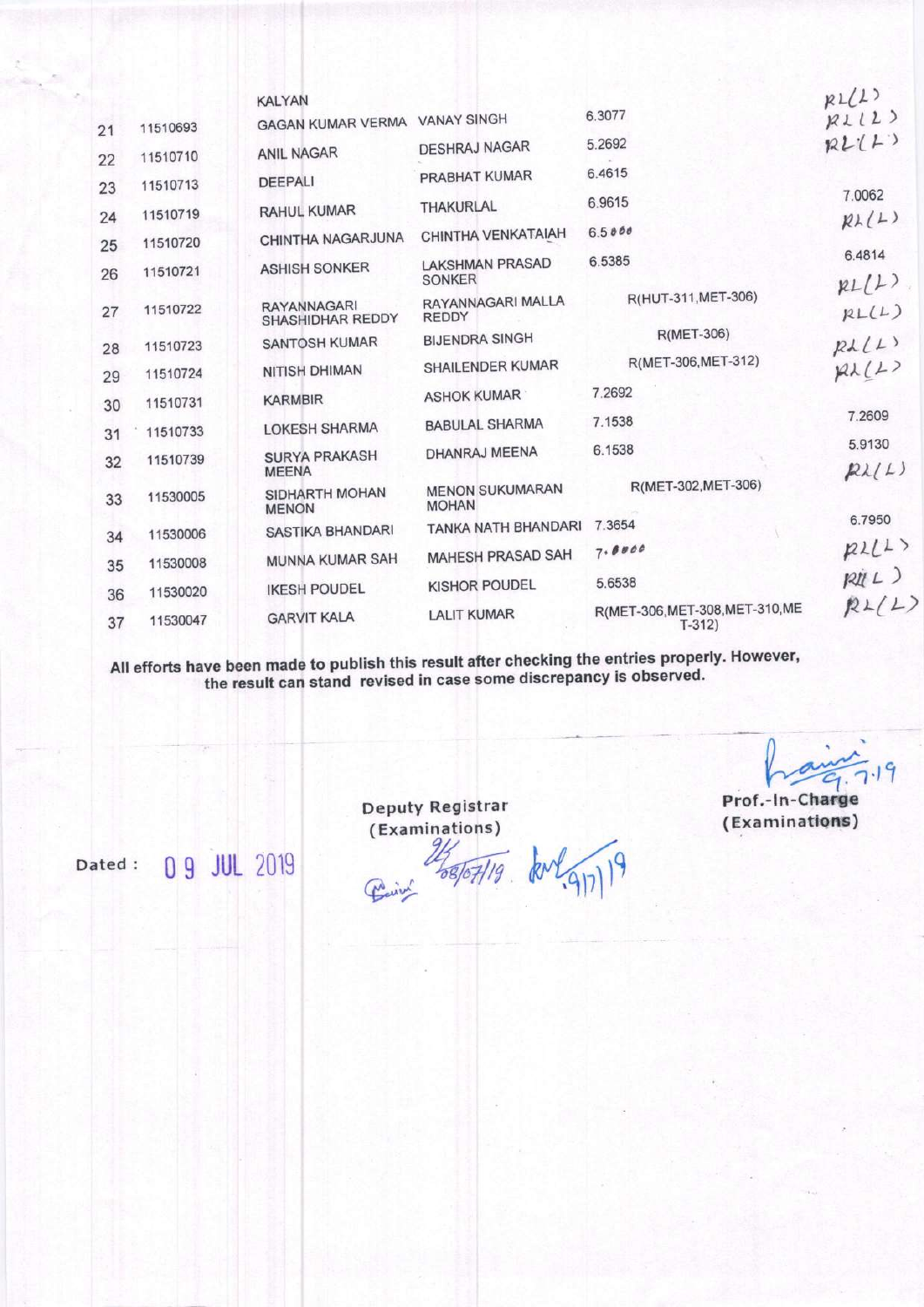| | | | | | |
|---|---|---|---|---|---|
| | | KALYAN | | | RL(L) |
| 21 | 11510693 | GAGAN KUMAR VERMA | VANAY SINGH | 6.3077 | RL(L) |
| 22 | 11510710 | ANIL NAGAR | DESHRAJ NAGAR | 5.2692 | RL(L) |
| 23 | 11510713 | DEEPALI | PRABHAT KUMAR | 6.4615 | |
| 24 | 11510719 | RAHUL KUMAR | THAKURLAL | 6.9615 | 7.0062 |
| 25 | 11510720 | CHINTHA NAGARJUNA | CHINTHA VENKATAIAH | 6.5000 | RL(L) |
| 26 | 11510721 | ASHISH SONKER | LAKSHMAN PRASAD SONKER | 6.5385 | 6.4814 |
| 27 | 11510722 | RAYANNAGARI SHASHIDHAR REDDY | RAYANNAGARI MALLA REDDY | R(HUT-311,MET-306) | RL(L) |
| 28 | 11510723 | SANTOSH KUMAR | BIJENDRA SINGH | R(MET-306) | RL(L) |
| 29 | 11510724 | NITISH DHIMAN | SHAILENDER KUMAR | R(MET-306,MET-312) | RL(L) |
| 30 | 11510731 | KARMBIR | ASHOK KUMAR | 7.2692 | RL(L) |
| 31 | 11510733 | LOKESH SHARMA | BABULAL SHARMA | 7.1538 | 7.2609 |
| 32 | 11510739 | SURYA PRAKASH MEENA | DHANRAJ MEENA | 6.1538 | 5.9130 |
| 33 | 11530005 | SIDHARTH MOHAN MENON | MENON SUKUMARAN MOHAN | R(MET-302,MET-306) | RL(L) |
| 34 | 11530006 | SASTIKA BHANDARI | TANKA NATH BHANDARI | 7.3654 | 6.7950 |
| 35 | 11530008 | MUNNA KUMAR SAH | MAHESH PRASAD SAH | 7.0000 | RL(L) |
| 36 | 11530020 | IKESH POUDEL | KISHOR POUDEL | 5.6538 | RL(L) |
| 37 | 11530047 | GARVIT KALA | LALIT KUMAR | R(MET-306,MET-308,MET-310,MET-312) | RL(L) |

All efforts have been made to publish this result after checking the entries properly. However, the result can stand revised in case some discrepancy is observed.

Dated : 09 JUL 2019

Deputy Registrar
(Examinations)

Prof.-In-Charge
(Examinations)